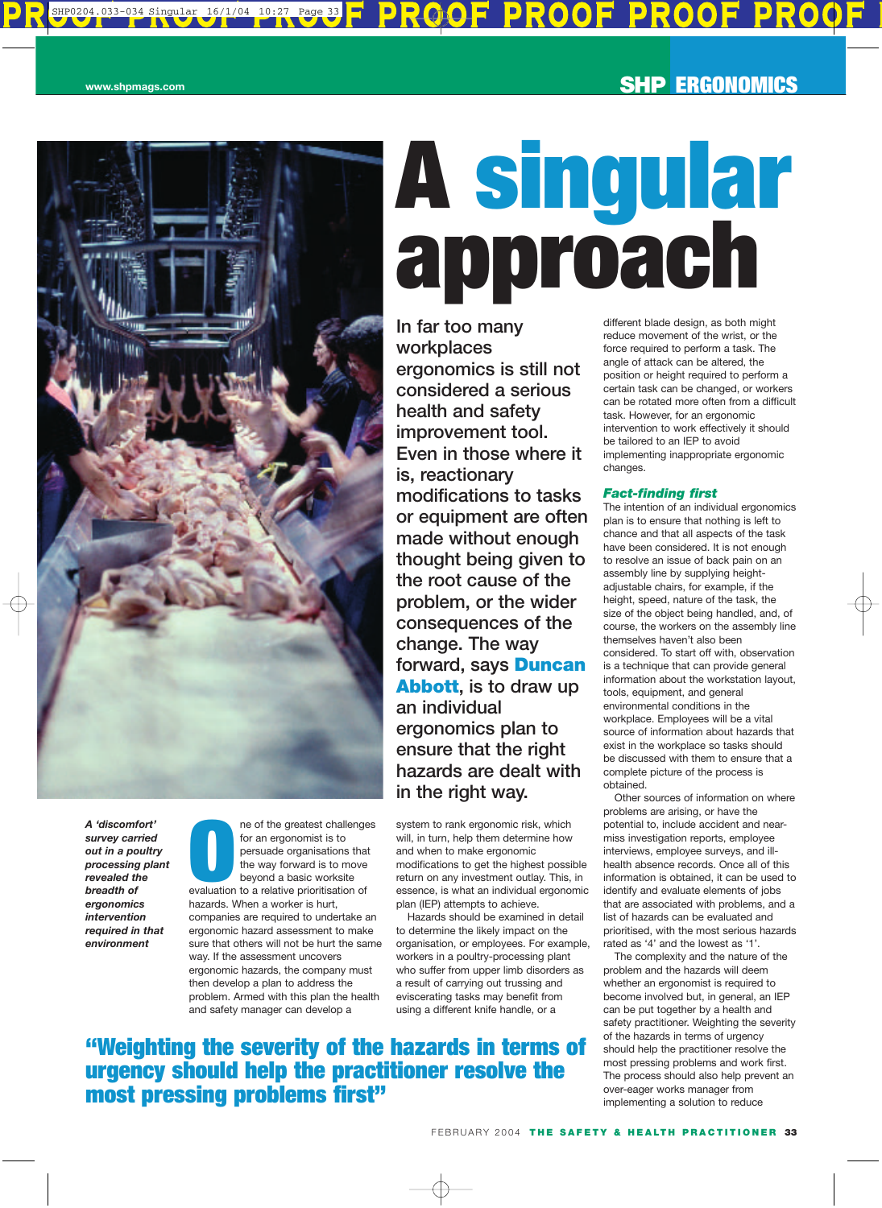# A singular approach

In far too many workplaces ergonomics is still not considered a serious health and safety improvement tool. Even in those where it is, reactionary modifications to tasks or equipment are often made without enough thought being given to the root cause of the problem, or the wider consequences of the change. The way forward, says **Duncan Abbott**, is to draw up an individual ergonomics plan to ensure that the right hazards are dealt with in the right way.

*A 'discomfort' survey carried out in a poultry processing plant revealed the breadth of ergonomics intervention required in that environment*

One of the greatest challenges for an ergonomist is to persuade organisations that the way forward is to move beyond a basic worksite evaluation to a relative prioritisation of hazards. When a worker is hurt, companies are required to undertake an ergonomic hazard assessment to make sure that others will not be hurt the same way. If the assessment uncovers ergonomic hazards, the company must then develop a plan to address the problem. Armed with this plan the health and safety manager can develop a system to rank ergonomic risk, which will, in turn, help them determine how and when to make ergonomic modifications to get the highest possible return on any investment outlay. This, in essence, is what an individual ergonomic plan (IEP) attempts to achieve.

Hazards should be examined in detail to determine the likely impact on the organisation, or employees. For example, workers in a poultry-processing plant who suffer from upper limb disorders as a result of carrying out trussing and eviscerating tasks may benefit from using a different knife handle, or a different blade design, as both might reduce movement of the wrist, or the force required to perform a task. The angle of attack can be altered, the position or height required to perform a certain task can be changed, or workers can be rotated more often from a difficult task. However, for an ergonomic intervention to work effectively it should be tailored to an IEP to avoid implementing inappropriate ergonomic changes.

### Fact-finding first

The intention of an individual ergonomics plan is to ensure that nothing is left to chance and that all aspects of the task have been considered. It is not enough to resolve an issue of back pain on an assembly line by supplying height-adjustable chairs, for example, if the height, speed, nature of the task, the size of the object being handled, and, of course, the workers on the assembly line themselves haven't also been considered. To start off with, observation is a technique that can provide general information about the workstation layout, tools, equipment, and general environmental conditions in the workplace. Employees will be a vital source of information about hazards that exist in the workplace so tasks should be discussed with them to ensure that a complete picture of the process is obtained.

Other sources of information on where problems are arising, or have the potential to, include accident and near-miss investigation reports, employee interviews, employee surveys, and ill-health absence records. Once all of this information is obtained, it can be used to identify and evaluate elements of jobs that are associated with problems, and a list of hazards can be evaluated and prioritised, with the most serious hazards rated as '4' and the lowest as '1'.

The complexity and the nature of the problem and the hazards will deem whether an ergonomist is required to become involved but, in general, an IEP can be put together by a health and safety practitioner. Weighting the severity of the hazards in terms of urgency should help the practitioner resolve the most pressing problems and work first. The process should also help prevent an over-eager works manager from implementing a solution to reduce

> **"Weighting the severity of the hazards in terms of urgency should help the practitioner resolve the most pressing problems first"**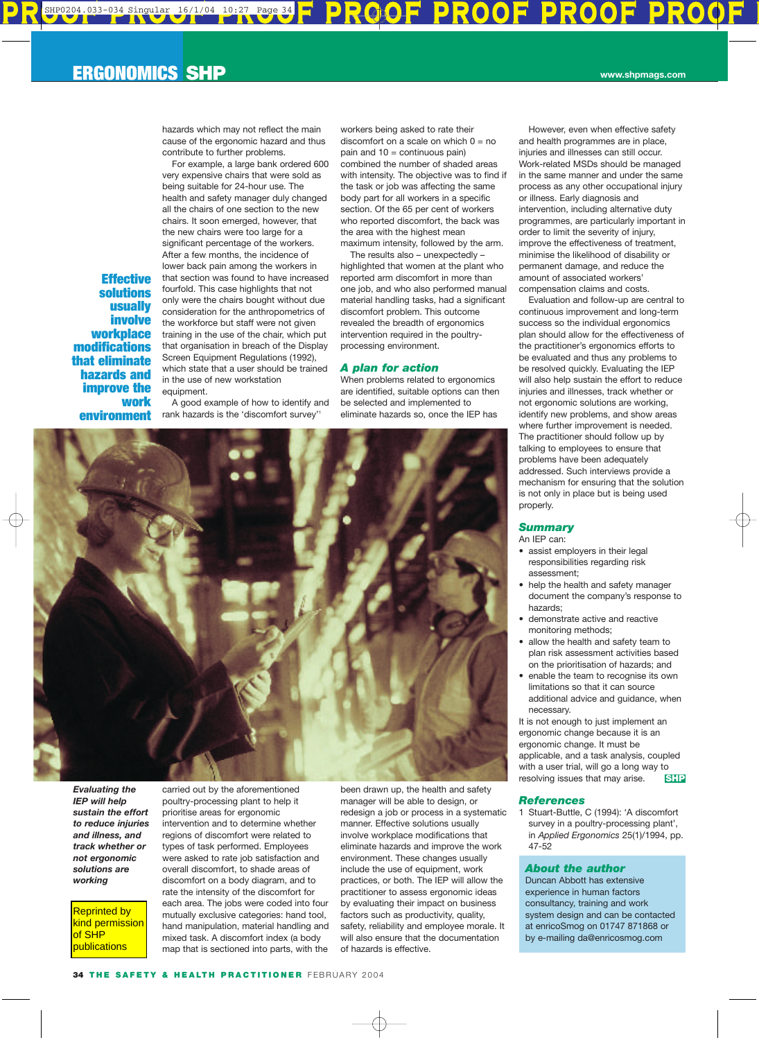hazards which may not reflect the main cause of the ergonomic hazard and thus contribute to further problems.

For example, a large bank ordered 600 very expensive chairs that were sold as being suitable for 24-hour use. The health and safety manager duly changed all the chairs of one section to the new chairs. It soon emerged, however, that the new chairs were too large for a significant percentage of the workers. After a few months, the incidence of lower back pain among the workers in that section was found to have increased fourfold. This case highlights that not only were the chairs bought without due consideration for the anthropometrics of the workforce but staff were not given training in the use of the chair, which put that organisation in breach of the Display Screen Equipment Regulations (1992), which state that a user should be trained in the use of new workstation equipment.

A good example of how to identify and rank hazards is the 'discomfort survey'[1] carried out by the aforementioned poultry-processing plant to help it prioritise areas for ergonomic intervention and to determine whether regions of discomfort were related to types of task performed. Employees were asked to rate job satisfaction and overall discomfort, to shade areas of discomfort on a body diagram, and to rate the intensity of the discomfort for each area. The jobs were coded into four mutually exclusive categories: hand tool, hand manipulation, material handling and mixed task. A discomfort index (a body map that is sectioned into parts, with the workers being asked to rate their discomfort on a scale on which 0 = no pain and 10 = continuous pain) combined the number of shaded areas with intensity. The objective was to find if the task or job was affecting the same body part for all workers in a specific section. Of the 65 per cent of workers who reported discomfort, the back was the area with the highest mean maximum intensity, followed by the arm.

The results also – unexpectedly – highlighted that women at the plant who reported arm discomfort in more than one job, and who also performed manual material handling tasks, had a significant discomfort problem. This outcome revealed the breadth of ergonomics intervention required in the poultry-processing environment.

**Effective solutions usually involve workplace modifications that eliminate hazards and improve the work environment**

### A plan for action

When problems related to ergonomics are identified, suitable options can then be selected and implemented to eliminate hazards so, once the IEP has been drawn up, the health and safety manager will be able to design, or redesign a job or process in a systematic manner. Effective solutions usually involve workplace modifications that eliminate hazards and improve the work environment. These changes usually include the use of equipment, work practices, or both. The IEP will allow the practitioner to assess ergonomic ideas by evaluating their impact on business factors such as productivity, quality, safety, reliability and employee morale. It will also ensure that the documentation of hazards is effective.

However, even when effective safety and health programmes are in place, injuries and illnesses can still occur. Work-related MSDs should be managed in the same manner and under the same process as any other occupational injury or illness. Early diagnosis and intervention, including alternative duty programmes, are particularly important in order to limit the severity of injury, improve the effectiveness of treatment, minimise the likelihood of disability or permanent damage, and reduce the amount of associated workers' compensation claims and costs.

Evaluation and follow-up are central to continuous improvement and long-term success so the individual ergonomics plan should allow for the effectiveness of the practitioner's ergonomics efforts to be evaluated and thus any problems to be resolved quickly. Evaluating the IEP will also help sustain the effort to reduce injuries and illnesses, track whether or not ergonomic solutions are working, identify new problems, and show areas where further improvement is needed. The practitioner should follow up by talking to employees to ensure that problems have been adequately addressed. Such interviews provide a mechanism for ensuring that the solution is not only in place but is being used properly.

*Evaluating the IEP will help sustain the effort to reduce injuries and illness, and track whether or not ergonomic solutions are working*

### Summary

An IEP can:

- assist employers in their legal responsibilities regarding risk assessment;
- help the health and safety manager document the company's response to hazards;
- demonstrate active and reactive monitoring methods;
- allow the health and safety team to plan risk assessment activities based on the prioritisation of hazards; and
- enable the team to recognise its own limitations so that it can source additional advice and guidance, when necessary.

It is not enough to just implement an ergonomic change because it is an ergonomic change. It must be applicable, and a task analysis, coupled with a user trial, will go a long way to resolving issues that may arise.

### References

1 Stuart-Buttle, C (1994): 'A discomfort survey in a poultry-processing plant', in *Applied Ergonomics* 25(1)/1994, pp. 47-52

### About the author

Duncan Abbott has extensive experience in human factors consultancy, training and work system design and can be contacted at enricoSmog on 01747 871868 or by e-mailing da@enricosmog.com

Reprinted by kind permission of SHP publications